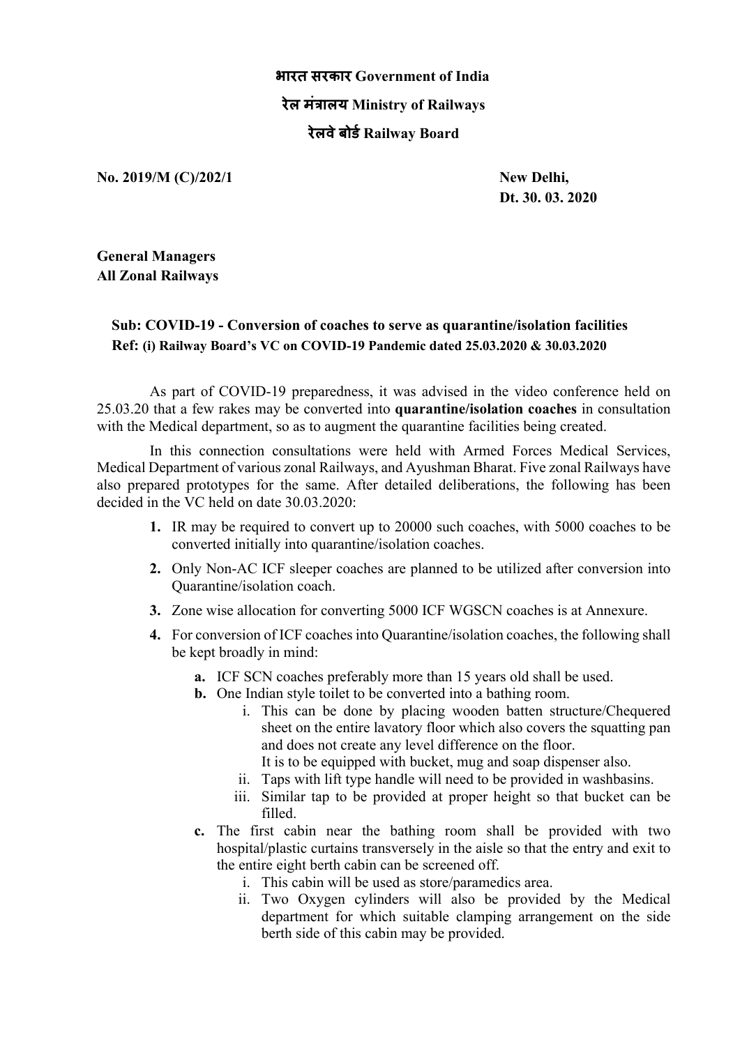**भारत सरकार Government of India**

**रेल मंत्रालय Ministry of Railways**

**रेलवे बोर्ड Railway Board**

**No. 2019/M (C)/202/1** **New Delhi,**
**Dt. 30. 03. 2020**

**General Managers**
**All Zonal Railways**

**Sub: COVID-19 - Conversion of coaches to serve as quarantine/isolation facilities**
**Ref: (i) Railway Board's VC on COVID-19 Pandemic dated 25.03.2020 & 30.03.2020**

As part of COVID-19 preparedness, it was advised in the video conference held on 25.03.20 that a few rakes may be converted into **quarantine/isolation coaches** in consultation with the Medical department, so as to augment the quarantine facilities being created.

In this connection consultations were held with Armed Forces Medical Services, Medical Department of various zonal Railways, and Ayushman Bharat. Five zonal Railways have also prepared prototypes for the same. After detailed deliberations, the following has been decided in the VC held on date 30.03.2020:

1. IR may be required to convert up to 20000 such coaches, with 5000 coaches to be converted initially into quarantine/isolation coaches.
2. Only Non-AC ICF sleeper coaches are planned to be utilized after conversion into Quarantine/isolation coach.
3. Zone wise allocation for converting 5000 ICF WGSCN coaches is at Annexure.
4. For conversion of ICF coaches into Quarantine/isolation coaches, the following shall be kept broadly in mind:
   - **a.** ICF SCN coaches preferably more than 15 years old shall be used.
   - **b.** One Indian style toilet to be converted into a bathing room.
     - i. This can be done by placing wooden batten structure/Chequered sheet on the entire lavatory floor which also covers the squatting pan and does not create any level difference on the floor.
       It is to be equipped with bucket, mug and soap dispenser also.
     - ii. Taps with lift type handle will need to be provided in washbasins.
     - iii. Similar tap to be provided at proper height so that bucket can be filled.
   - **c.** The first cabin near the bathing room shall be provided with two hospital/plastic curtains transversely in the aisle so that the entry and exit to the entire eight berth cabin can be screened off.
     - i. This cabin will be used as store/paramedics area.
     - ii. Two Oxygen cylinders will also be provided by the Medical department for which suitable clamping arrangement on the side berth side of this cabin may be provided.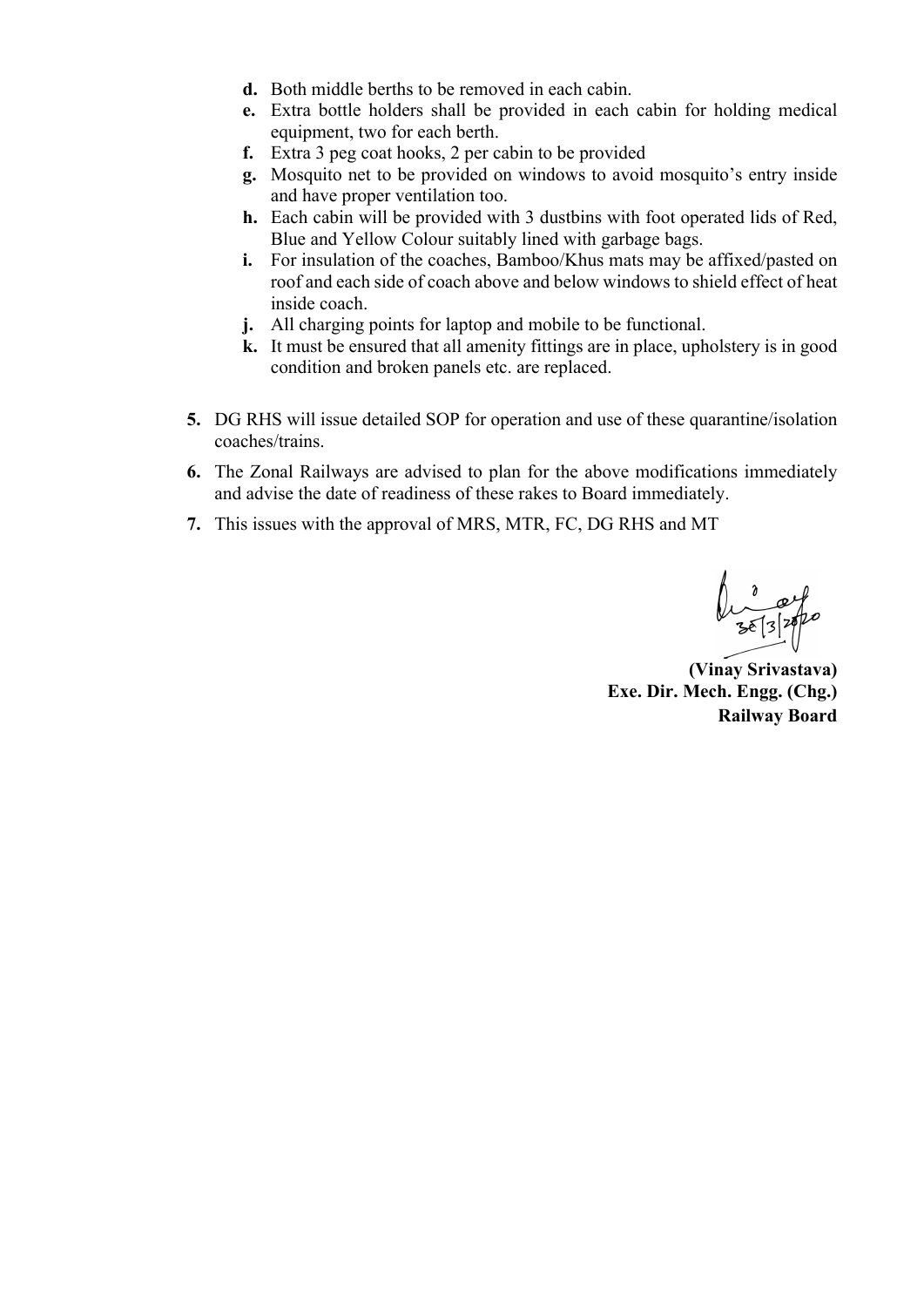- **d.** Both middle berths to be removed in each cabin.
- **e.** Extra bottle holders shall be provided in each cabin for holding medical equipment, two for each berth.
- **f.** Extra 3 peg coat hooks, 2 per cabin to be provided
- **g.** Mosquito net to be provided on windows to avoid mosquito's entry inside and have proper ventilation too.
- **h.** Each cabin will be provided with 3 dustbins with foot operated lids of Red, Blue and Yellow Colour suitably lined with garbage bags.
- **i.** For insulation of the coaches, Bamboo/Khus mats may be affixed/pasted on roof and each side of coach above and below windows to shield effect of heat inside coach.
- **j.** All charging points for laptop and mobile to be functional.
- **k.** It must be ensured that all amenity fittings are in place, upholstery is in good condition and broken panels etc. are replaced.

**5.** DG RHS will issue detailed SOP for operation and use of these quarantine/isolation coaches/trains.

**6.** The Zonal Railways are advised to plan for the above modifications immediately and advise the date of readiness of these rakes to Board immediately.

**7.** This issues with the approval of MRS, MTR, FC, DG RHS and MT

30/3/2020

**(Vinay Srivastava)**
**Exe. Dir. Mech. Engg. (Chg.)**
**Railway Board**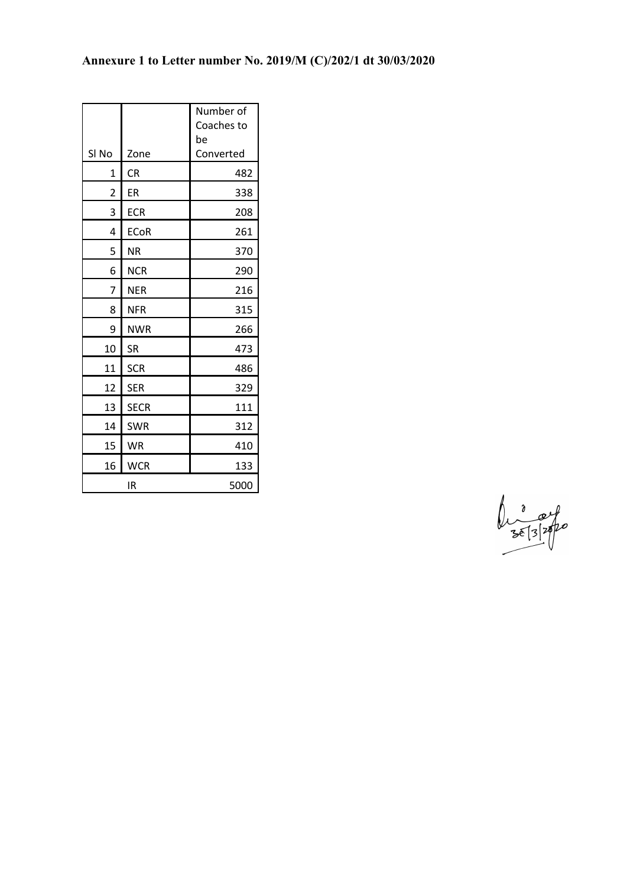**Annexure 1 to Letter number No. 2019/M (C)/202/1 dt 30/03/2020**

| Sl No | Zone | Number of Coaches to be Converted |
|---|---|---|
| 1 | CR | 482 |
| 2 | ER | 338 |
| 3 | ECR | 208 |
| 4 | ECoR | 261 |
| 5 | NR | 370 |
| 6 | NCR | 290 |
| 7 | NER | 216 |
| 8 | NFR | 315 |
| 9 | NWR | 266 |
| 10 | SR | 473 |
| 11 | SCR | 486 |
| 12 | SER | 329 |
| 13 | SECR | 111 |
| 14 | SWR | 312 |
| 15 | WR | 410 |
| 16 | WCR | 133 |
| | IR | 5000 |

30/3/2020